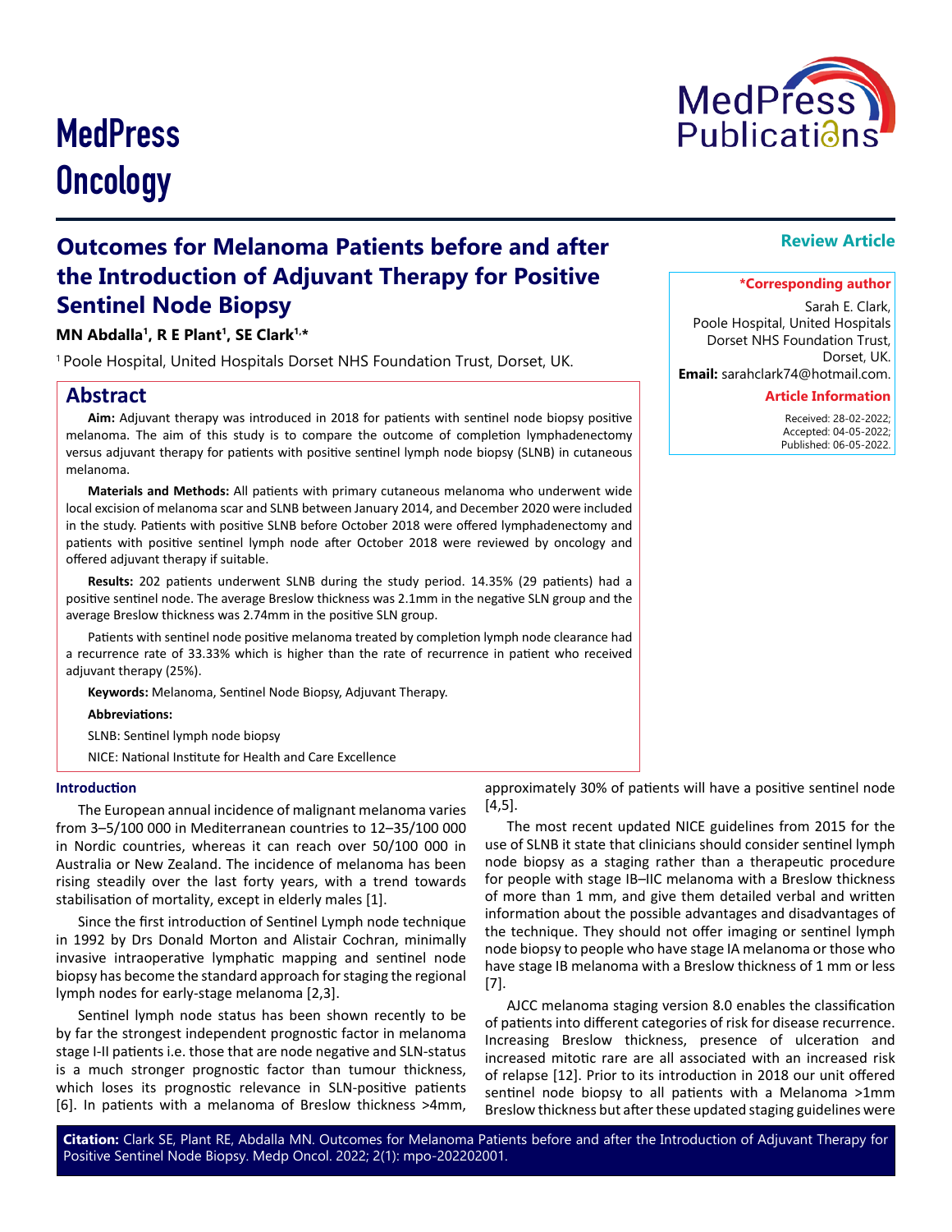MedPress Oncology

Review Article

# Outcomes for Melanoma Patients before and after the Introduction of Adjuvant Therapy for Positive Sentinel Node Biopsy

**MN Abdalla[1], R E Plant[1], SE Clark[1,*]**

[1] Poole Hospital, United Hospitals Dorset NHS Foundation Trust, Dorset, UK.

**\*Corresponding author**

Sarah E. Clark,
Poole Hospital, United Hospitals Dorset NHS Foundation Trust,
Dorset, UK.

**Email:** sarahclark74@hotmail.com.

**Article Information**

Received: 28-02-2022;
Accepted: 04-05-2022;
Published: 06-05-2022.

## Abstract

**Aim:** Adjuvant therapy was introduced in 2018 for patients with sentinel node biopsy positive melanoma. The aim of this study is to compare the outcome of completion lymphadenectomy versus adjuvant therapy for patients with positive sentinel lymph node biopsy (SLNB) in cutaneous melanoma.

**Materials and Methods:** All patients with primary cutaneous melanoma who underwent wide local excision of melanoma scar and SLNB between January 2014, and December 2020 were included in the study. Patients with positive SLNB before October 2018 were offered lymphadenectomy and patients with positive sentinel lymph node after October 2018 were reviewed by oncology and offered adjuvant therapy if suitable.

**Results:** 202 patients underwent SLNB during the study period. 14.35% (29 patients) had a positive sentinel node. The average Breslow thickness was 2.1mm in the negative SLN group and the average Breslow thickness was 2.74mm in the positive SLN group.

Patients with sentinel node positive melanoma treated by completion lymph node clearance had a recurrence rate of 33.33% which is higher than the rate of recurrence in patient who received adjuvant therapy (25%).

**Keywords:** Melanoma, Sentinel Node Biopsy, Adjuvant Therapy.

**Abbreviations:**

SLNB: Sentinel lymph node biopsy

NICE: National Institute for Health and Care Excellence

### Introduction

The European annual incidence of malignant melanoma varies from 3–5/100 000 in Mediterranean countries to 12–35/100 000 in Nordic countries, whereas it can reach over 50/100 000 in Australia or New Zealand. The incidence of melanoma has been rising steadily over the last forty years, with a trend towards stabilisation of mortality, except in elderly males [1].

Since the first introduction of Sentinel Lymph node technique in 1992 by Drs Donald Morton and Alistair Cochran, minimally invasive intraoperative lymphatic mapping and sentinel node biopsy has become the standard approach for staging the regional lymph nodes for early-stage melanoma [2,3].

Sentinel lymph node status has been shown recently to be by far the strongest independent prognostic factor in melanoma stage I-II patients i.e. those that are node negative and SLN-status is a much stronger prognostic factor than tumour thickness, which loses its prognostic relevance in SLN-positive patients [6]. In patients with a melanoma of Breslow thickness >4mm, approximately 30% of patients will have a positive sentinel node [4,5].

The most recent updated NICE guidelines from 2015 for the use of SLNB it state that clinicians should consider sentinel lymph node biopsy as a staging rather than a therapeutic procedure for people with stage IB–IIC melanoma with a Breslow thickness of more than 1 mm, and give them detailed verbal and written information about the possible advantages and disadvantages of the technique. They should not offer imaging or sentinel lymph node biopsy to people who have stage IA melanoma or those who have stage IB melanoma with a Breslow thickness of 1 mm or less [7].

AJCC melanoma staging version 8.0 enables the classification of patients into different categories of risk for disease recurrence. Increasing Breslow thickness, presence of ulceration and increased mitotic rare are all associated with an increased risk of relapse [12]. Prior to its introduction in 2018 our unit offered sentinel node biopsy to all patients with a Melanoma >1mm Breslow thickness but after these updated staging guidelines were

**Citation:** Clark SE, Plant RE, Abdalla MN. Outcomes for Melanoma Patients before and after the Introduction of Adjuvant Therapy for Positive Sentinel Node Biopsy. Medp Oncol. 2022; 2(1): mpo-202202001.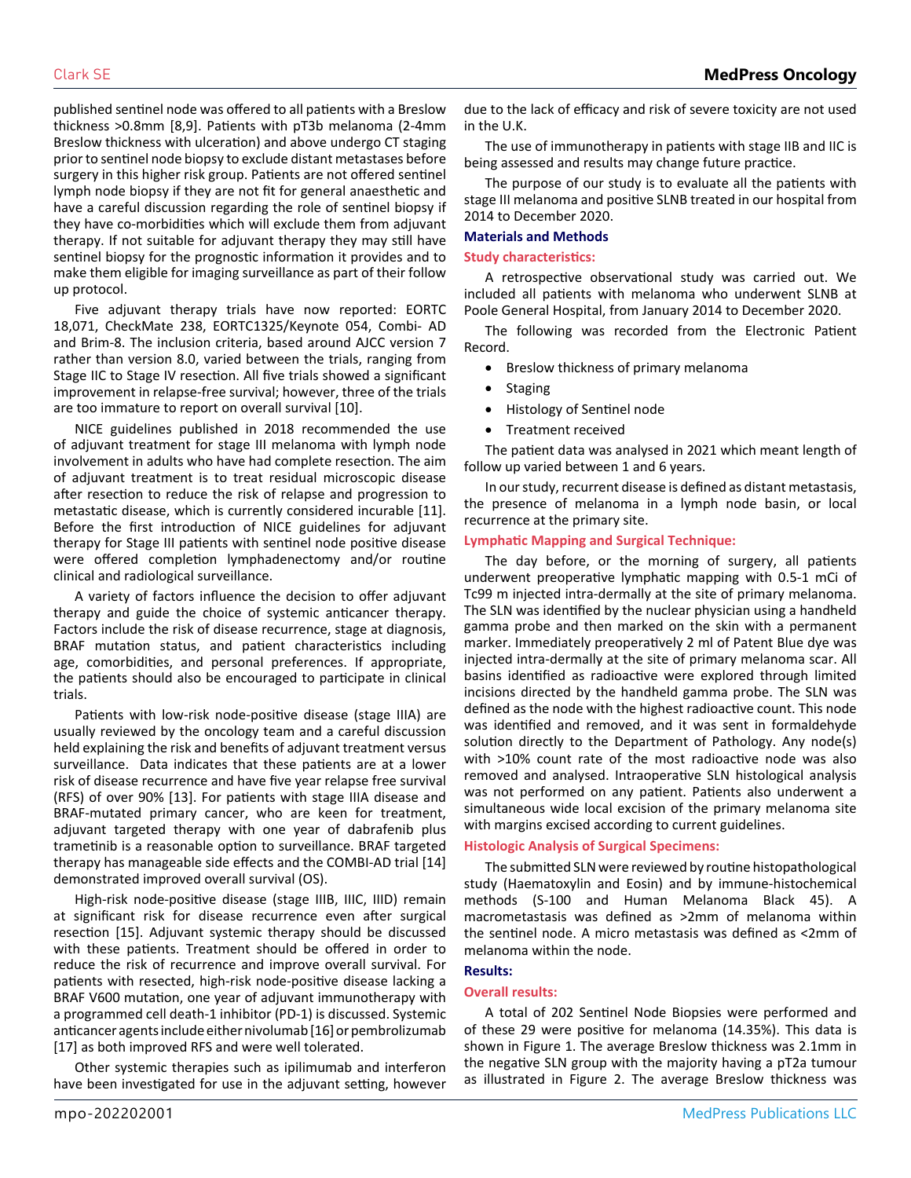published sentinel node was offered to all patients with a Breslow thickness >0.8mm [8,9]. Patients with pT3b melanoma (2-4mm Breslow thickness with ulceration) and above undergo CT staging prior to sentinel node biopsy to exclude distant metastases before surgery in this higher risk group. Patients are not offered sentinel lymph node biopsy if they are not fit for general anaesthetic and have a careful discussion regarding the role of sentinel biopsy if they have co-morbidities which will exclude them from adjuvant therapy. If not suitable for adjuvant therapy they may still have sentinel biopsy for the prognostic information it provides and to make them eligible for imaging surveillance as part of their follow up protocol.

Five adjuvant therapy trials have now reported: EORTC 18,071, CheckMate 238, EORTC1325/Keynote 054, Combi- AD and Brim-8. The inclusion criteria, based around AJCC version 7 rather than version 8.0, varied between the trials, ranging from Stage IIC to Stage IV resection. All five trials showed a significant improvement in relapse-free survival; however, three of the trials are too immature to report on overall survival [10].

NICE guidelines published in 2018 recommended the use of adjuvant treatment for stage III melanoma with lymph node involvement in adults who have had complete resection. The aim of adjuvant treatment is to treat residual microscopic disease after resection to reduce the risk of relapse and progression to metastatic disease, which is currently considered incurable [11]. Before the first introduction of NICE guidelines for adjuvant therapy for Stage III patients with sentinel node positive disease were offered completion lymphadenectomy and/or routine clinical and radiological surveillance.

A variety of factors influence the decision to offer adjuvant therapy and guide the choice of systemic anticancer therapy. Factors include the risk of disease recurrence, stage at diagnosis, BRAF mutation status, and patient characteristics including age, comorbidities, and personal preferences. If appropriate, the patients should also be encouraged to participate in clinical trials.

Patients with low-risk node-positive disease (stage IIIA) are usually reviewed by the oncology team and a careful discussion held explaining the risk and benefits of adjuvant treatment versus surveillance. Data indicates that these patients are at a lower risk of disease recurrence and have five year relapse free survival (RFS) of over 90% [13]. For patients with stage IIIA disease and BRAF-mutated primary cancer, who are keen for treatment, adjuvant targeted therapy with one year of dabrafenib plus trametinib is a reasonable option to surveillance. BRAF targeted therapy has manageable side effects and the COMBI-AD trial [14] demonstrated improved overall survival (OS).

High-risk node-positive disease (stage IIIB, IIIC, IIID) remain at significant risk for disease recurrence even after surgical resection [15]. Adjuvant systemic therapy should be discussed with these patients. Treatment should be offered in order to reduce the risk of recurrence and improve overall survival. For patients with resected, high-risk node-positive disease lacking a BRAF V600 mutation, one year of adjuvant immunotherapy with a programmed cell death-1 inhibitor (PD-1) is discussed. Systemic anticancer agents include either nivolumab [16] or pembrolizumab [17] as both improved RFS and were well tolerated.

Other systemic therapies such as ipilimumab and interferon have been investigated for use in the adjuvant setting, however due to the lack of efficacy and risk of severe toxicity are not used in the U.K.

The use of immunotherapy in patients with stage IIB and IIC is being assessed and results may change future practice.

The purpose of our study is to evaluate all the patients with stage III melanoma and positive SLNB treated in our hospital from 2014 to December 2020.

## Materials and Methods

### Study characteristics:

A retrospective observational study was carried out. We included all patients with melanoma who underwent SLNB at Poole General Hospital, from January 2014 to December 2020.

The following was recorded from the Electronic Patient Record.

- Breslow thickness of primary melanoma
- Staging
- Histology of Sentinel node
- Treatment received

The patient data was analysed in 2021 which meant length of follow up varied between 1 and 6 years.

In our study, recurrent disease is defined as distant metastasis, the presence of melanoma in a lymph node basin, or local recurrence at the primary site.

### Lymphatic Mapping and Surgical Technique:

The day before, or the morning of surgery, all patients underwent preoperative lymphatic mapping with 0.5-1 mCi of Tc99 m injected intra-dermally at the site of primary melanoma. The SLN was identified by the nuclear physician using a handheld gamma probe and then marked on the skin with a permanent marker. Immediately preoperatively 2 ml of Patent Blue dye was injected intra-dermally at the site of primary melanoma scar. All basins identified as radioactive were explored through limited incisions directed by the handheld gamma probe. The SLN was defined as the node with the highest radioactive count. This node was identified and removed, and it was sent in formaldehyde solution directly to the Department of Pathology. Any node(s) with >10% count rate of the most radioactive node was also removed and analysed. Intraoperative SLN histological analysis was not performed on any patient. Patients also underwent a simultaneous wide local excision of the primary melanoma site with margins excised according to current guidelines.

### Histologic Analysis of Surgical Specimens:

The submitted SLN were reviewed by routine histopathological study (Haematoxylin and Eosin) and by immune-histochemical methods (S-100 and Human Melanoma Black 45). A macrometastasis was defined as >2mm of melanoma within the sentinel node. A micro metastasis was defined as <2mm of melanoma within the node.

## Results:

### Overall results:

A total of 202 Sentinel Node Biopsies were performed and of these 29 were positive for melanoma (14.35%). This data is shown in Figure 1. The average Breslow thickness was 2.1mm in the negative SLN group with the majority having a pT2a tumour as illustrated in Figure 2. The average Breslow thickness was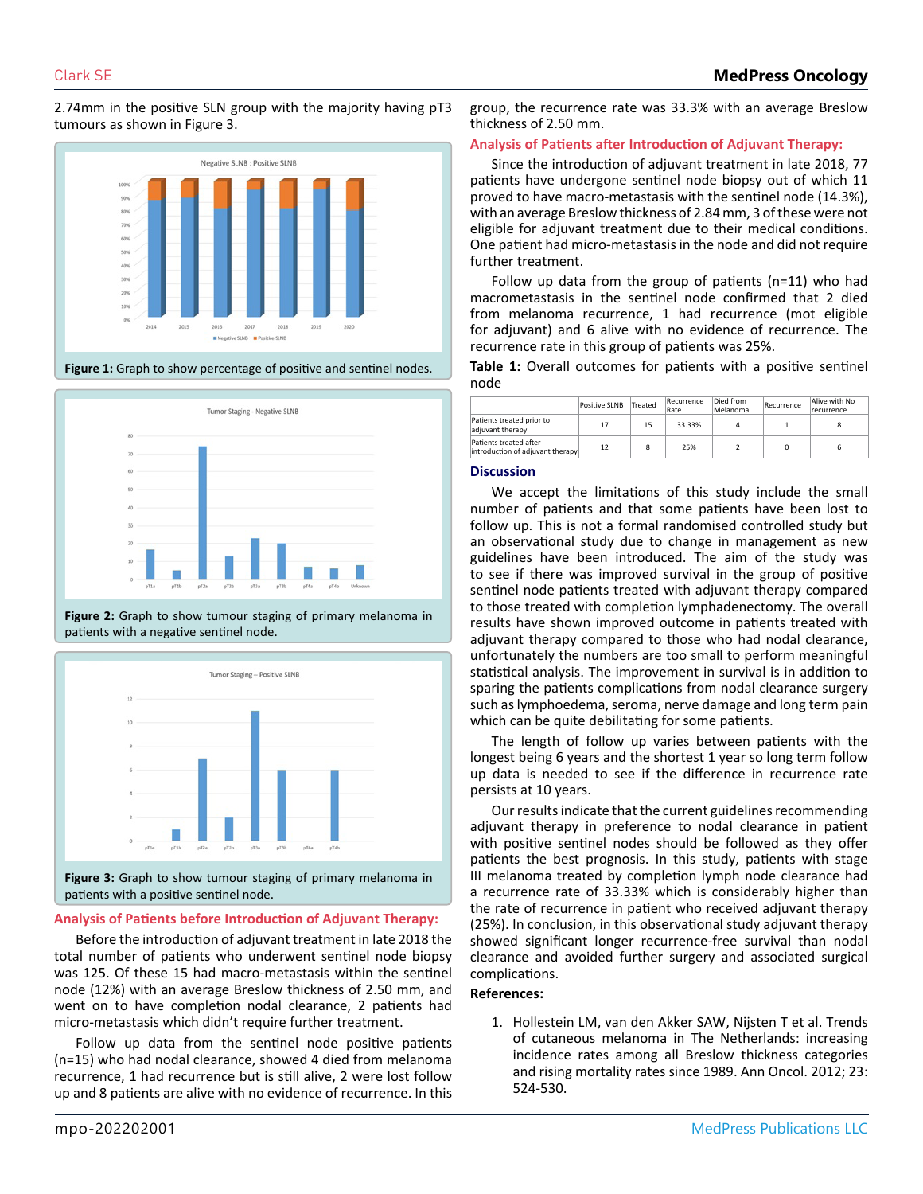2.74mm in the positive SLN group with the majority having pT3 tumours as shown in Figure 3.

**Figure 1:** Graph to show percentage of positive and sentinel nodes.

**Figure 2:** Graph to show tumour staging of primary melanoma in patients with a negative sentinel node.

**Figure 3:** Graph to show tumour staging of primary melanoma in patients with a positive sentinel node.

### Analysis of Patients before Introduction of Adjuvant Therapy:

Before the introduction of adjuvant treatment in late 2018 the total number of patients who underwent sentinel node biopsy was 125. Of these 15 had macro-metastasis within the sentinel node (12%) with an average Breslow thickness of 2.50 mm, and went on to have completion nodal clearance, 2 patients had micro-metastasis which didn't require further treatment.

Follow up data from the sentinel node positive patients (n=15) who had nodal clearance, showed 4 died from melanoma recurrence, 1 had recurrence but is still alive, 2 were lost follow up and 8 patients are alive with no evidence of recurrence. In this group, the recurrence rate was 33.3% with an average Breslow thickness of 2.50 mm.

### Analysis of Patients after Introduction of Adjuvant Therapy:

Since the introduction of adjuvant treatment in late 2018, 77 patients have undergone sentinel node biopsy out of which 11 proved to have macro-metastasis with the sentinel node (14.3%), with an average Breslow thickness of 2.84 mm, 3 of these were not eligible for adjuvant treatment due to their medical conditions. One patient had micro-metastasis in the node and did not require further treatment.

Follow up data from the group of patients (n=11) who had macrometastasis in the sentinel node confirmed that 2 died from melanoma recurrence, 1 had recurrence (mot eligible for adjuvant) and 6 alive with no evidence of recurrence. The recurrence rate in this group of patients was 25%.

**Table 1:** Overall outcomes for patients with a positive sentinel node

| | Positive SLNB | Treated | Recurrence Rate | Died from Melanoma | Recurrence | Alive with No recurrence |
|---|---|---|---|---|---|---|
| Patients treated prior to adjuvant therapy | 17 | 15 | 33.33% | 4 | 1 | 8 |
| Patients treated after introduction of adjuvant therapy | 12 | 8 | 25% | 2 | 0 | 6 |

## Discussion

We accept the limitations of this study include the small number of patients and that some patients have been lost to follow up. This is not a formal randomised controlled study but an observational study due to change in management as new guidelines have been introduced. The aim of the study was to see if there was improved survival in the group of positive sentinel node patients treated with adjuvant therapy compared to those treated with completion lymphadenectomy. The overall results have shown improved outcome in patients treated with adjuvant therapy compared to those who had nodal clearance, unfortunately the numbers are too small to perform meaningful statistical analysis. The improvement in survival is in addition to sparing the patients complications from nodal clearance surgery such as lymphoedema, seroma, nerve damage and long term pain which can be quite debilitating for some patients.

The length of follow up varies between patients with the longest being 6 years and the shortest 1 year so long term follow up data is needed to see if the difference in recurrence rate persists at 10 years.

Our results indicate that the current guidelines recommending adjuvant therapy in preference to nodal clearance in patient with positive sentinel nodes should be followed as they offer patients the best prognosis. In this study, patients with stage III melanoma treated by completion lymph node clearance had a recurrence rate of 33.33% which is considerably higher than the rate of recurrence in patient who received adjuvant therapy (25%). In conclusion, in this observational study adjuvant therapy showed significant longer recurrence-free survival than nodal clearance and avoided further surgery and associated surgical complications.

### References:

1. Hollestein LM, van den Akker SAW, Nijsten T et al. Trends of cutaneous melanoma in The Netherlands: increasing incidence rates among all Breslow thickness categories and rising mortality rates since 1989. Ann Oncol. 2012; 23: 524-530.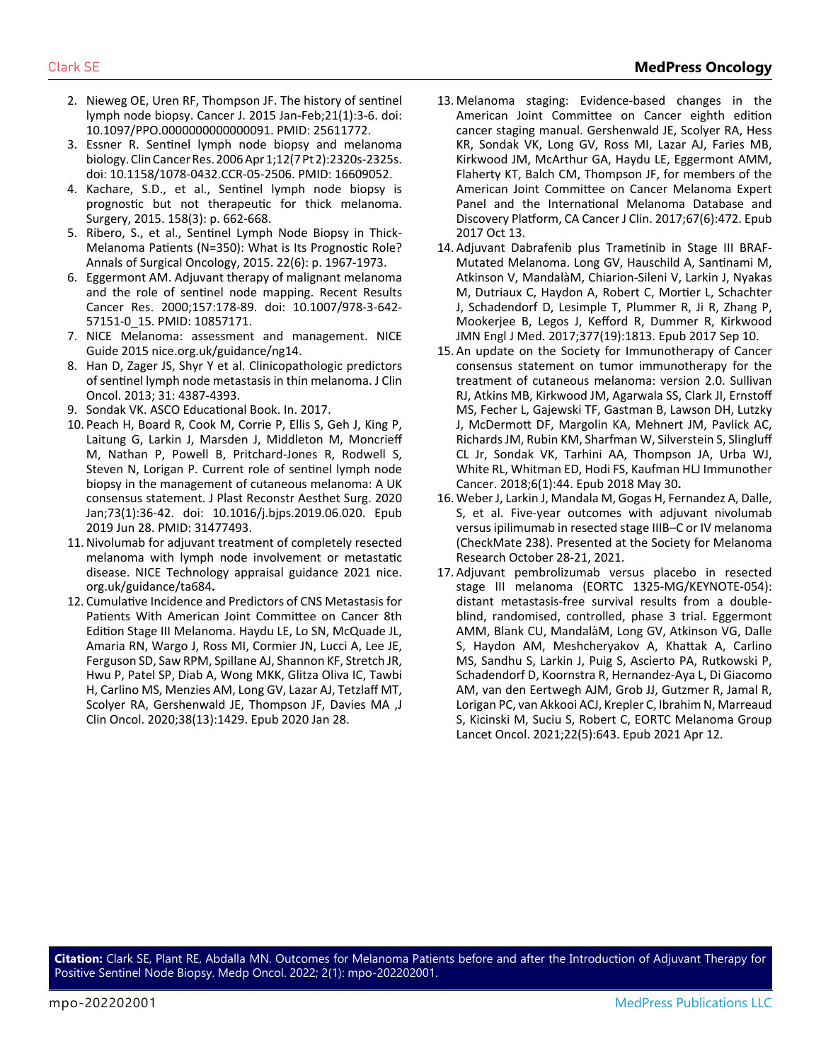2. Nieweg OE, Uren RF, Thompson JF. The history of sentinel lymph node biopsy. Cancer J. 2015 Jan-Feb;21(1):3-6. doi: 10.1097/PPO.0000000000000091. PMID: 25611772.
3. Essner R. Sentinel lymph node biopsy and melanoma biology. Clin Cancer Res. 2006 Apr 1;12(7 Pt 2):2320s-2325s. doi: 10.1158/1078-0432.CCR-05-2506. PMID: 16609052.
4. Kachare, S.D., et al., Sentinel lymph node biopsy is prognostic but not therapeutic for thick melanoma. Surgery, 2015. 158(3): p. 662-668.
5. Ribero, S., et al., Sentinel Lymph Node Biopsy in Thick-Melanoma Patients (N=350): What is Its Prognostic Role? Annals of Surgical Oncology, 2015. 22(6): p. 1967-1973.
6. Eggermont AM. Adjuvant therapy of malignant melanoma and the role of sentinel node mapping. Recent Results Cancer Res. 2000;157:178-89. doi: 10.1007/978-3-642-57151-0_15. PMID: 10857171.
7. NICE Melanoma: assessment and management. NICE Guide 2015 nice.org.uk/guidance/ng14.
8. Han D, Zager JS, Shyr Y et al. Clinicopathologic predictors of sentinel lymph node metastasis in thin melanoma. J Clin Oncol. 2013; 31: 4387-4393.
9. Sondak VK. ASCO Educational Book. In. 2017.
10. Peach H, Board R, Cook M, Corrie P, Ellis S, Geh J, King P, Laitung G, Larkin J, Marsden J, Middleton M, Moncrieff M, Nathan P, Powell B, Pritchard-Jones R, Rodwell S, Steven N, Lorigan P. Current role of sentinel lymph node biopsy in the management of cutaneous melanoma: A UK consensus statement. J Plast Reconstr Aesthet Surg. 2020 Jan;73(1):36-42. doi: 10.1016/j.bjps.2019.06.020. Epub 2019 Jun 28. PMID: 31477493.
11. Nivolumab for adjuvant treatment of completely resected melanoma with lymph node involvement or metastatic disease. NICE Technology appraisal guidance 2021 nice.org.uk/guidance/ta684.
12. Cumulative Incidence and Predictors of CNS Metastasis for Patients With American Joint Committee on Cancer 8th Edition Stage III Melanoma. Haydu LE, Lo SN, McQuade JL, Amaria RN, Wargo J, Ross MI, Cormier JN, Lucci A, Lee JE, Ferguson SD, Saw RPM, Spillane AJ, Shannon KF, Stretch JR, Hwu P, Patel SP, Diab A, Wong MKK, Glitza Oliva IC, Tawbi H, Carlino MS, Menzies AM, Long GV, Lazar AJ, Tetzlaff MT, Scolyer RA, Gershenwald JE, Thompson JF, Davies MA ,J Clin Oncol. 2020;38(13):1429. Epub 2020 Jan 28.
13. Melanoma staging: Evidence-based changes in the American Joint Committee on Cancer eighth edition cancer staging manual. Gershenwald JE, Scolyer RA, Hess KR, Sondak VK, Long GV, Ross MI, Lazar AJ, Faries MB, Kirkwood JM, McArthur GA, Haydu LE, Eggermont AMM, Flaherty KT, Balch CM, Thompson JF, for members of the American Joint Committee on Cancer Melanoma Expert Panel and the International Melanoma Database and Discovery Platform, CA Cancer J Clin. 2017;67(6):472. Epub 2017 Oct 13.
14. Adjuvant Dabrafenib plus Trametinib in Stage III BRAF-Mutated Melanoma. Long GV, Hauschild A, Santinami M, Atkinson V, MandalàM, Chiarion-Sileni V, Larkin J, Nyakas M, Dutriaux C, Haydon A, Robert C, Mortier L, Schachter J, Schadendorf D, Lesimple T, Plummer R, Ji R, Zhang P, Mookerjee B, Legos J, Kefford R, Dummer R, Kirkwood JMN Engl J Med. 2017;377(19):1813. Epub 2017 Sep 10.
15. An update on the Society for Immunotherapy of Cancer consensus statement on tumor immunotherapy for the treatment of cutaneous melanoma: version 2.0. Sullivan RJ, Atkins MB, Kirkwood JM, Agarwala SS, Clark JI, Ernstoff MS, Fecher L, Gajewski TF, Gastman B, Lawson DH, Lutzky J, McDermott DF, Margolin KA, Mehnert JM, Pavlick AC, Richards JM, Rubin KM, Sharfman W, Silverstein S, Slingluff CL Jr, Sondak VK, Tarhini AA, Thompson JA, Urba WJ, White RL, Whitman ED, Hodi FS, Kaufman HLJ Immunother Cancer. 2018;6(1):44. Epub 2018 May 30.
16. Weber J, Larkin J, Mandala M, Gogas H, Fernandez A, Dalle, S, et al. Five-year outcomes with adjuvant nivolumab versus ipilimumab in resected stage IIIB–C or IV melanoma (CheckMate 238). Presented at the Society for Melanoma Research October 28-21, 2021.
17. Adjuvant pembrolizumab versus placebo in resected stage III melanoma (EORTC 1325-MG/KEYNOTE-054): distant metastasis-free survival results from a double-blind, randomised, controlled, phase 3 trial. Eggermont AMM, Blank CU, MandalàM, Long GV, Atkinson VG, Dalle S, Haydon AM, Meshcheryakov A, Khattak A, Carlino MS, Sandhu S, Larkin J, Puig S, Ascierto PA, Rutkowski P, Schadendorf D, Koornstra R, Hernandez-Aya L, Di Giacomo AM, van den Eertwegh AJM, Grob JJ, Gutzmer R, Jamal R, Lorigan PC, van Akkooi ACJ, Krepler C, Ibrahim N, Marreaud S, Kicinski M, Suciu S, Robert C, EORTC Melanoma Group Lancet Oncol. 2021;22(5):643. Epub 2021 Apr 12.

**Citation:** Clark SE, Plant RE, Abdalla MN. Outcomes for Melanoma Patients before and after the Introduction of Adjuvant Therapy for Positive Sentinel Node Biopsy. Medp Oncol. 2022; 2(1): mpo-202202001.